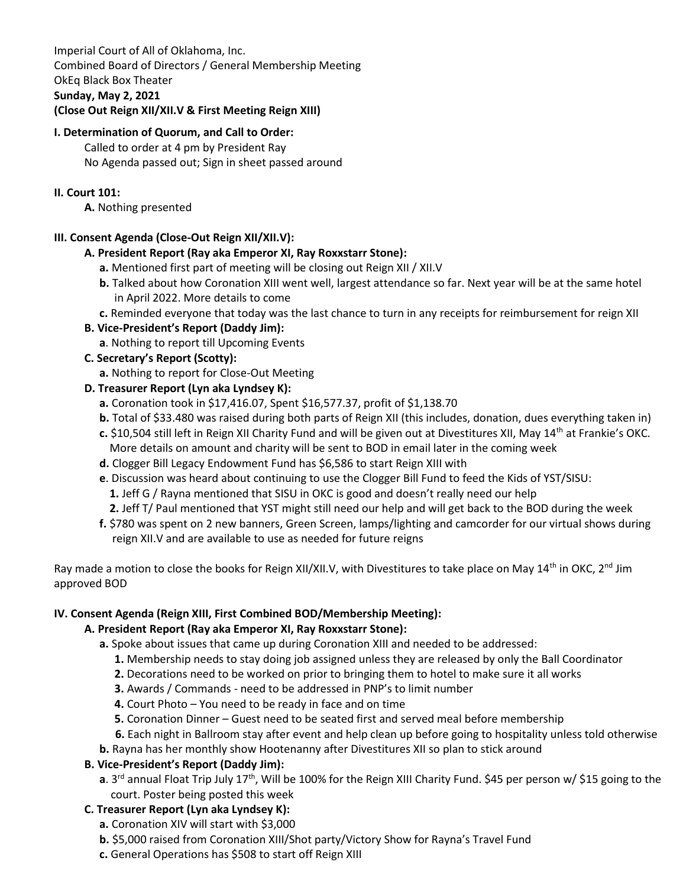Imperial Court of All of Oklahoma, Inc.
Combined Board of Directors / General Membership Meeting
OkEq Black Box Theater
**Sunday, May 2, 2021**
**(Close Out Reign XII/XII.V & First Meeting Reign XIII)**

**I. Determination of Quorum, and Call to Order:**

Called to order at 4 pm by President Ray
No Agenda passed out; Sign in sheet passed around

**II. Court 101:**

**A.** Nothing presented

**III. Consent Agenda (Close-Out Reign XII/XII.V):**

**A. President Report (Ray aka Emperor XI, Ray Roxxstarr Stone):**

- **a.** Mentioned first part of meeting will be closing out Reign XII / XII.V
- **b.** Talked about how Coronation XIII went well, largest attendance so far. Next year will be at the same hotel in April 2022. More details to come
- **c.** Reminded everyone that today was the last chance to turn in any receipts for reimbursement for reign XII

**B. Vice-President's Report (Daddy Jim):**

- **a**. Nothing to report till Upcoming Events

**C. Secretary's Report (Scotty):**

- **a.** Nothing to report for Close-Out Meeting

**D. Treasurer Report (Lyn aka Lyndsey K):**

- **a.** Coronation took in $17,416.07, Spent $16,577.37, profit of $1,138.70
- **b.** Total of $33.480 was raised during both parts of Reign XII (this includes, donation, dues everything taken in)
- **c.** $10,504 still left in Reign XII Charity Fund and will be given out at Divestitures XII, May 14th at Frankie's OKC. More details on amount and charity will be sent to BOD in email later in the coming week
- **d.** Clogger Bill Legacy Endowment Fund has $6,586 to start Reign XIII with
- **e**. Discussion was heard about continuing to use the Clogger Bill Fund to feed the Kids of YST/SISU:
  - **1.** Jeff G / Rayna mentioned that SISU in OKC is good and doesn't really need our help
  - **2.** Jeff T/ Paul mentioned that YST might still need our help and will get back to the BOD during the week
- **f.** $780 was spent on 2 new banners, Green Screen, lamps/lighting and camcorder for our virtual shows during reign XII.V and are available to use as needed for future reigns

Ray made a motion to close the books for Reign XII/XII.V, with Divestitures to take place on May 14th in OKC, 2nd Jim approved BOD

**IV. Consent Agenda (Reign XIII, First Combined BOD/Membership Meeting):**

**A. President Report (Ray aka Emperor XI, Ray Roxxstarr Stone):**

- **a.** Spoke about issues that came up during Coronation XIII and needed to be addressed:
  - **1.** Membership needs to stay doing job assigned unless they are released by only the Ball Coordinator
  - **2.** Decorations need to be worked on prior to bringing them to hotel to make sure it all works
  - **3.** Awards / Commands - need to be addressed in PNP's to limit number
  - **4.** Court Photo – You need to be ready in face and on time
  - **5.** Coronation Dinner – Guest need to be seated first and served meal before membership
  - **6.** Each night in Ballroom stay after event and help clean up before going to hospitality unless told otherwise
- **b.** Rayna has her monthly show Hootenanny after Divestitures XII so plan to stick around

**B. Vice-President's Report (Daddy Jim):**

- **a**. 3rd annual Float Trip July 17th, Will be 100% for the Reign XIII Charity Fund. $45 per person w/ $15 going to the court. Poster being posted this week

**C. Treasurer Report (Lyn aka Lyndsey K):**

- **a.** Coronation XIV will start with $3,000
- **b.** $5,000 raised from Coronation XIII/Shot party/Victory Show for Rayna's Travel Fund
- **c.** General Operations has $508 to start off Reign XIII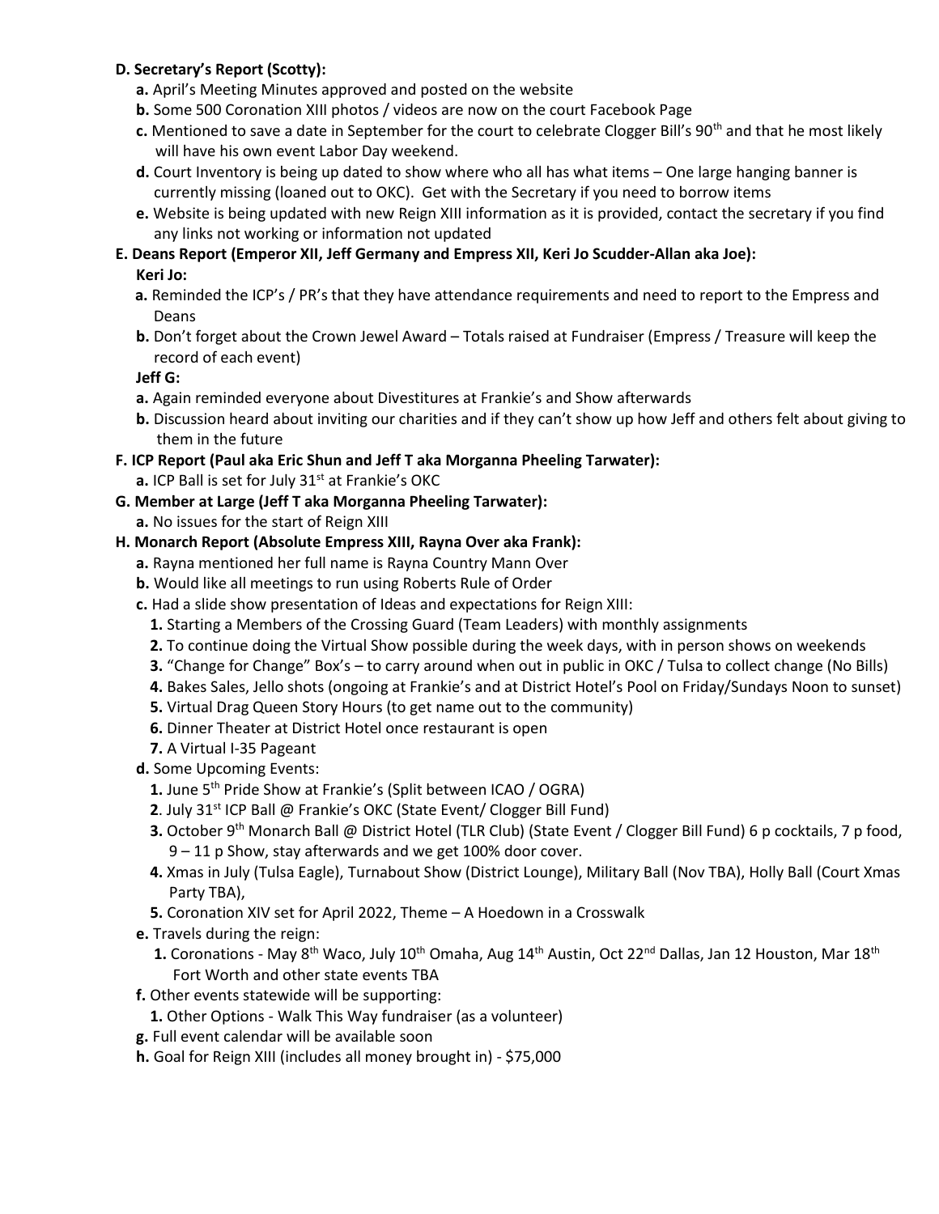**D. Secretary's Report (Scotty):**

- **a.** April's Meeting Minutes approved and posted on the website
- **b.** Some 500 Coronation XIII photos / videos are now on the court Facebook Page
- **c.** Mentioned to save a date in September for the court to celebrate Clogger Bill's 90th and that he most likely will have his own event Labor Day weekend.
- **d.** Court Inventory is being up dated to show where who all has what items – One large hanging banner is currently missing (loaned out to OKC). Get with the Secretary if you need to borrow items
- **e.** Website is being updated with new Reign XIII information as it is provided, contact the secretary if you find any links not working or information not updated

**E. Deans Report (Emperor XII, Jeff Germany and Empress XII, Keri Jo Scudder-Allan aka Joe):**

**Keri Jo:**

- **a.** Reminded the ICP's / PR's that they have attendance requirements and need to report to the Empress and Deans
- **b.** Don't forget about the Crown Jewel Award – Totals raised at Fundraiser (Empress / Treasure will keep the record of each event)

**Jeff G:**

- **a.** Again reminded everyone about Divestitures at Frankie's and Show afterwards
- **b.** Discussion heard about inviting our charities and if they can't show up how Jeff and others felt about giving to them in the future

**F. ICP Report (Paul aka Eric Shun and Jeff T aka Morganna Pheeling Tarwater):**

- **a.** ICP Ball is set for July 31st at Frankie's OKC

**G. Member at Large (Jeff T aka Morganna Pheeling Tarwater):**

- **a.** No issues for the start of Reign XIII

**H. Monarch Report (Absolute Empress XIII, Rayna Over aka Frank):**

- **a.** Rayna mentioned her full name is Rayna Country Mann Over
- **b.** Would like all meetings to run using Roberts Rule of Order
- **c.** Had a slide show presentation of Ideas and expectations for Reign XIII:
  - **1.** Starting a Members of the Crossing Guard (Team Leaders) with monthly assignments
  - **2.** To continue doing the Virtual Show possible during the week days, with in person shows on weekends
  - **3.** "Change for Change" Box's – to carry around when out in public in OKC / Tulsa to collect change (No Bills)
  - **4.** Bakes Sales, Jello shots (ongoing at Frankie's and at District Hotel's Pool on Friday/Sundays Noon to sunset)
  - **5.** Virtual Drag Queen Story Hours (to get name out to the community)
  - **6.** Dinner Theater at District Hotel once restaurant is open
  - **7.** A Virtual I-35 Pageant
- **d.** Some Upcoming Events:
  - **1.** June 5th Pride Show at Frankie's (Split between ICAO / OGRA)
  - **2**. July 31st ICP Ball @ Frankie's OKC (State Event/ Clogger Bill Fund)
  - **3.** October 9th Monarch Ball @ District Hotel (TLR Club) (State Event / Clogger Bill Fund) 6 p cocktails, 7 p food, 9 – 11 p Show, stay afterwards and we get 100% door cover.
  - **4.** Xmas in July (Tulsa Eagle), Turnabout Show (District Lounge), Military Ball (Nov TBA), Holly Ball (Court Xmas Party TBA),
  - **5.** Coronation XIV set for April 2022, Theme – A Hoedown in a Crosswalk
- **e.** Travels during the reign:
  - **1.** Coronations - May 8th Waco, July 10th Omaha, Aug 14th Austin, Oct 22nd Dallas, Jan 12 Houston, Mar 18th Fort Worth and other state events TBA
- **f.** Other events statewide will be supporting:
  - **1.** Other Options - Walk This Way fundraiser (as a volunteer)
- **g.** Full event calendar will be available soon
- **h.** Goal for Reign XIII (includes all money brought in) - $75,000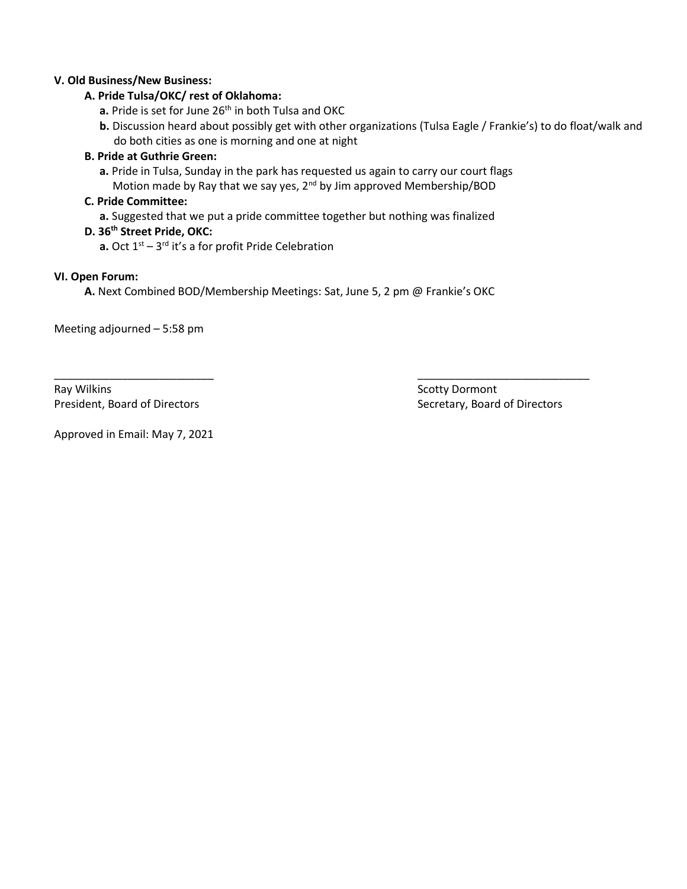**V. Old Business/New Business:**

**A. Pride Tulsa/OKC/ rest of Oklahoma:**

**a.** Pride is set for June 26th in both Tulsa and OKC

**b.** Discussion heard about possibly get with other organizations (Tulsa Eagle / Frankie's) to do float/walk and do both cities as one is morning and one at night

**B. Pride at Guthrie Green:**

**a.** Pride in Tulsa, Sunday in the park has requested us again to carry our court flags
Motion made by Ray that we say yes, 2nd by Jim approved Membership/BOD

**C. Pride Committee:**

**a.** Suggested that we put a pride committee together but nothing was finalized

**D. 36th Street Pride, OKC:**

**a.** Oct 1st – 3rd it's a for profit Pride Celebration

**VI. Open Forum:**

**A.** Next Combined BOD/Membership Meetings: Sat, June 5, 2 pm @ Frankie's OKC

Meeting adjourned – 5:58 pm

___________________________

Ray Wilkins
President, Board of Directors

_____________________________

Scotty Dormont
Secretary, Board of Directors

Approved in Email: May 7, 2021